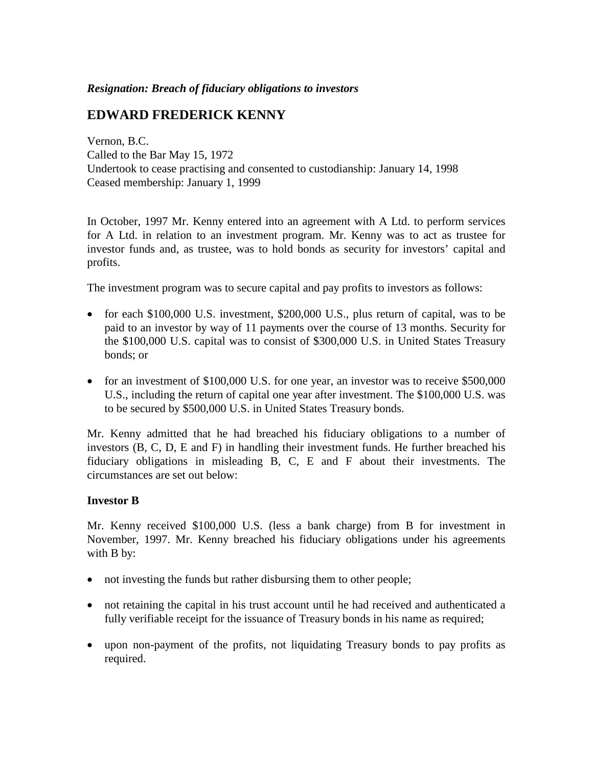***Resignation: Breach of fiduciary obligations to investors***

## EDWARD FREDERICK KENNY

Vernon, B.C.
Called to the Bar May 15, 1972
Undertook to cease practising and consented to custodianship: January 14, 1998
Ceased membership: January 1, 1999

In October, 1997 Mr. Kenny entered into an agreement with A Ltd. to perform services for A Ltd. in relation to an investment program. Mr. Kenny was to act as trustee for investor funds and, as trustee, was to hold bonds as security for investors' capital and profits.

The investment program was to secure capital and pay profits to investors as follows:

- for each $100,000 U.S. investment, $200,000 U.S., plus return of capital, was to be paid to an investor by way of 11 payments over the course of 13 months. Security for the $100,000 U.S. capital was to consist of $300,000 U.S. in United States Treasury bonds; or
- for an investment of $100,000 U.S. for one year, an investor was to receive $500,000 U.S., including the return of capital one year after investment. The $100,000 U.S. was to be secured by $500,000 U.S. in United States Treasury bonds.

Mr. Kenny admitted that he had breached his fiduciary obligations to a number of investors (B, C, D, E and F) in handling their investment funds. He further breached his fiduciary obligations in misleading B, C, E and F about their investments. The circumstances are set out below:

**Investor B**

Mr. Kenny received $100,000 U.S. (less a bank charge) from B for investment in November, 1997. Mr. Kenny breached his fiduciary obligations under his agreements with B by:

- not investing the funds but rather disbursing them to other people;
- not retaining the capital in his trust account until he had received and authenticated a fully verifiable receipt for the issuance of Treasury bonds in his name as required;
- upon non-payment of the profits, not liquidating Treasury bonds to pay profits as required.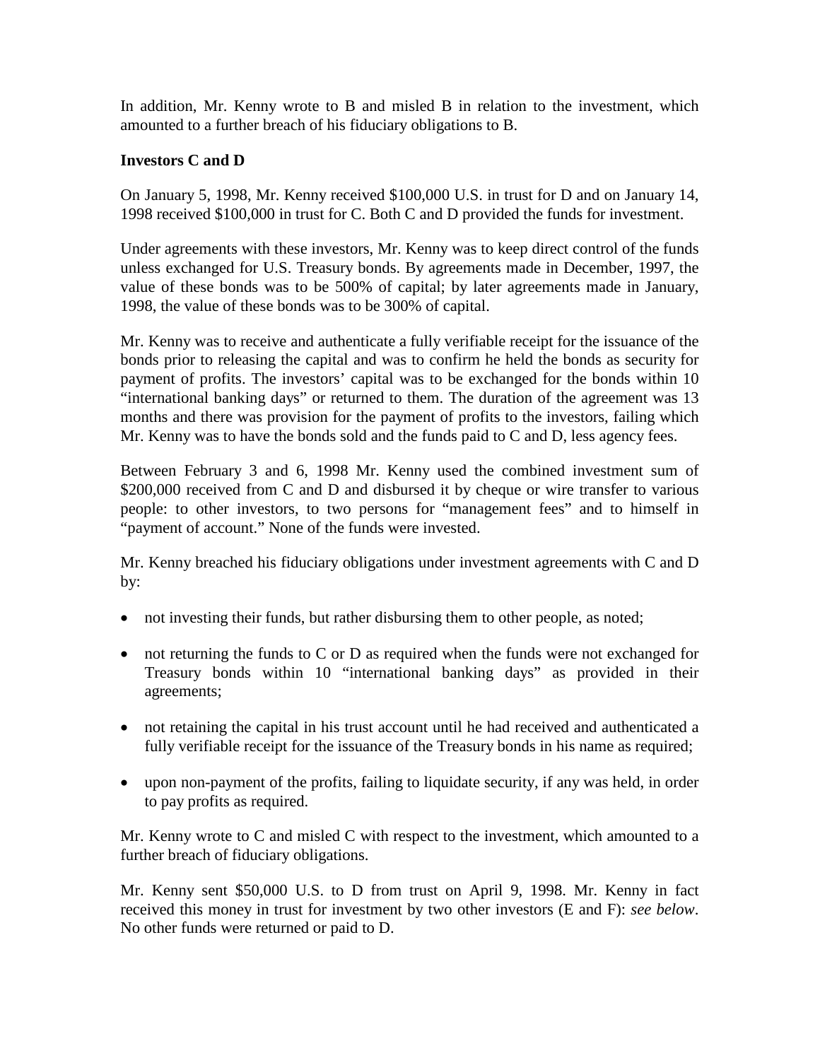In addition, Mr. Kenny wrote to B and misled B in relation to the investment, which amounted to a further breach of his fiduciary obligations to B.

**Investors C and D**

On January 5, 1998, Mr. Kenny received $100,000 U.S. in trust for D and on January 14, 1998 received $100,000 in trust for C. Both C and D provided the funds for investment.

Under agreements with these investors, Mr. Kenny was to keep direct control of the funds unless exchanged for U.S. Treasury bonds. By agreements made in December, 1997, the value of these bonds was to be 500% of capital; by later agreements made in January, 1998, the value of these bonds was to be 300% of capital.

Mr. Kenny was to receive and authenticate a fully verifiable receipt for the issuance of the bonds prior to releasing the capital and was to confirm he held the bonds as security for payment of profits. The investors' capital was to be exchanged for the bonds within 10 "international banking days" or returned to them. The duration of the agreement was 13 months and there was provision for the payment of profits to the investors, failing which Mr. Kenny was to have the bonds sold and the funds paid to C and D, less agency fees.

Between February 3 and 6, 1998 Mr. Kenny used the combined investment sum of $200,000 received from C and D and disbursed it by cheque or wire transfer to various people: to other investors, to two persons for "management fees" and to himself in "payment of account." None of the funds were invested.

Mr. Kenny breached his fiduciary obligations under investment agreements with C and D by:

- not investing their funds, but rather disbursing them to other people, as noted;
- not returning the funds to C or D as required when the funds were not exchanged for Treasury bonds within 10 "international banking days" as provided in their agreements;
- not retaining the capital in his trust account until he had received and authenticated a fully verifiable receipt for the issuance of the Treasury bonds in his name as required;
- upon non-payment of the profits, failing to liquidate security, if any was held, in order to pay profits as required.

Mr. Kenny wrote to C and misled C with respect to the investment, which amounted to a further breach of fiduciary obligations.

Mr. Kenny sent $50,000 U.S. to D from trust on April 9, 1998. Mr. Kenny in fact received this money in trust for investment by two other investors (E and F): *see below*. No other funds were returned or paid to D.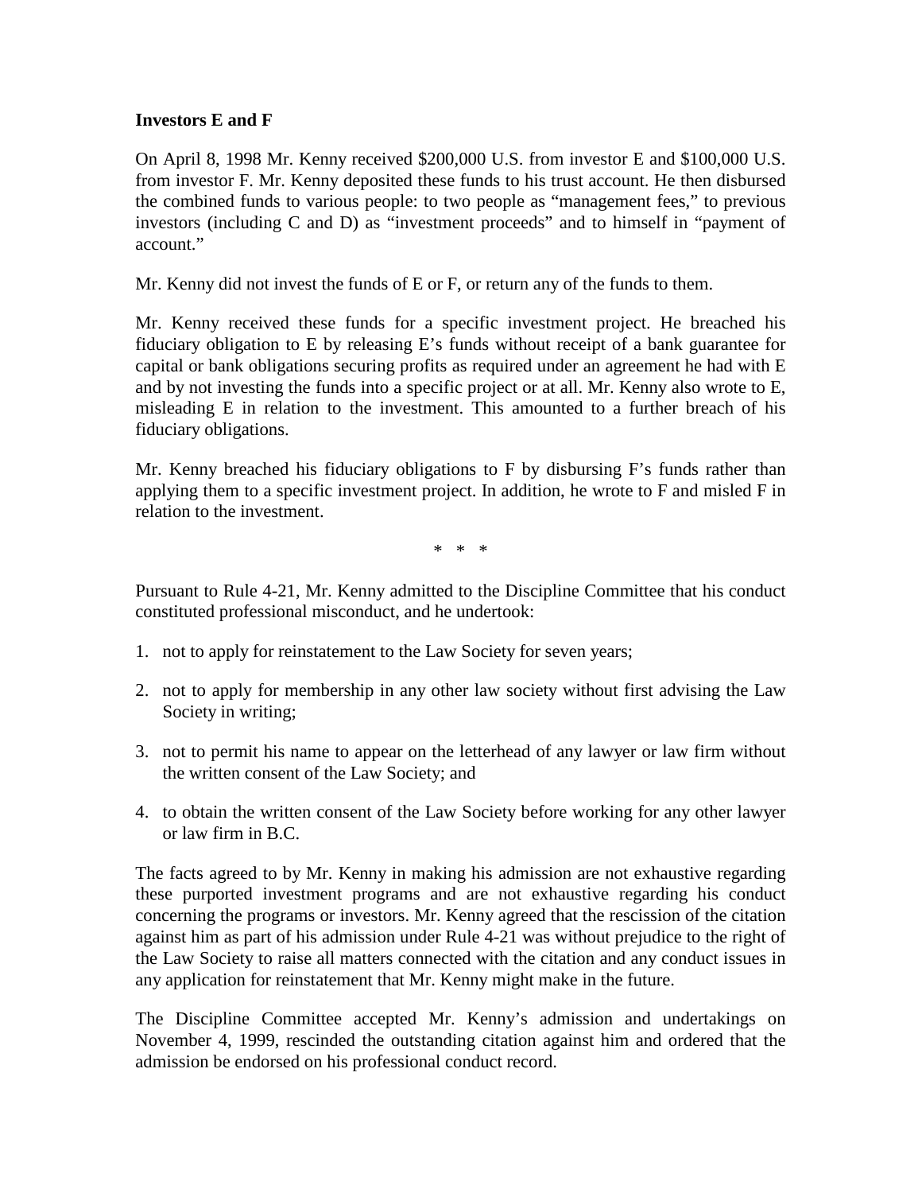**Investors E and F**

On April 8, 1998 Mr. Kenny received $200,000 U.S. from investor E and $100,000 U.S. from investor F. Mr. Kenny deposited these funds to his trust account. He then disbursed the combined funds to various people: to two people as “management fees,” to previous investors (including C and D) as “investment proceeds” and to himself in “payment of account.”

Mr. Kenny did not invest the funds of E or F, or return any of the funds to them.

Mr. Kenny received these funds for a specific investment project. He breached his fiduciary obligation to E by releasing E’s funds without receipt of a bank guarantee for capital or bank obligations securing profits as required under an agreement he had with E and by not investing the funds into a specific project or at all. Mr. Kenny also wrote to E, misleading E in relation to the investment. This amounted to a further breach of his fiduciary obligations.

Mr. Kenny breached his fiduciary obligations to F by disbursing F’s funds rather than applying them to a specific investment project. In addition, he wrote to F and misled F in relation to the investment.

\* \* \*

Pursuant to Rule 4-21, Mr. Kenny admitted to the Discipline Committee that his conduct constituted professional misconduct, and he undertook:

1. not to apply for reinstatement to the Law Society for seven years;
2. not to apply for membership in any other law society without first advising the Law Society in writing;
3. not to permit his name to appear on the letterhead of any lawyer or law firm without the written consent of the Law Society; and
4. to obtain the written consent of the Law Society before working for any other lawyer or law firm in B.C.

The facts agreed to by Mr. Kenny in making his admission are not exhaustive regarding these purported investment programs and are not exhaustive regarding his conduct concerning the programs or investors. Mr. Kenny agreed that the rescission of the citation against him as part of his admission under Rule 4-21 was without prejudice to the right of the Law Society to raise all matters connected with the citation and any conduct issues in any application for reinstatement that Mr. Kenny might make in the future.

The Discipline Committee accepted Mr. Kenny’s admission and undertakings on November 4, 1999, rescinded the outstanding citation against him and ordered that the admission be endorsed on his professional conduct record.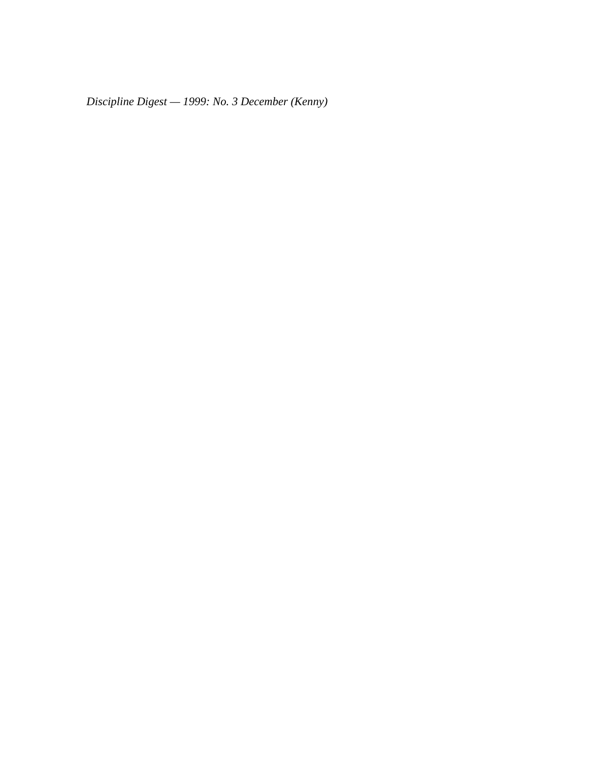*Discipline Digest — 1999: No. 3 December (Kenny)*